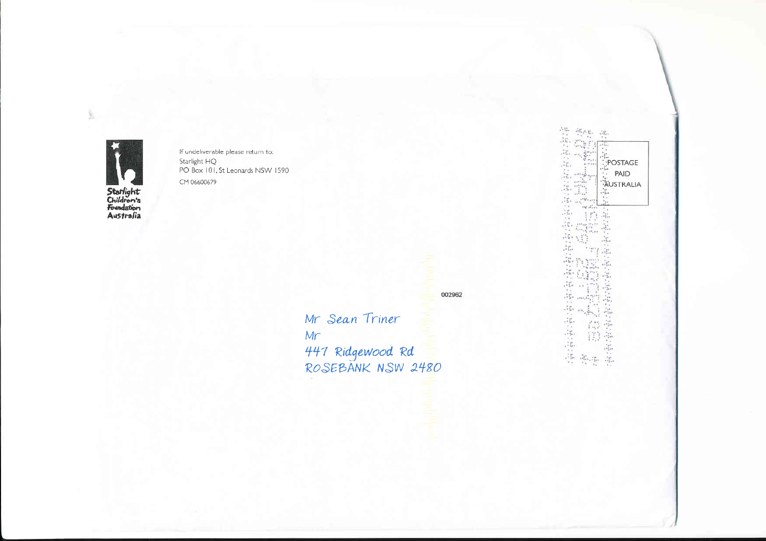Starlight Children's Foundation Australia

If undeliverable please return to:
Starlight HQ
PO Box 101, St Leonards NSW 1590
CM 06600679

POSTAGE PAID AUSTRALIA

002962

Mr Sean Triner
Mr
447 Ridgewood Rd
ROSEBANK NSW 2480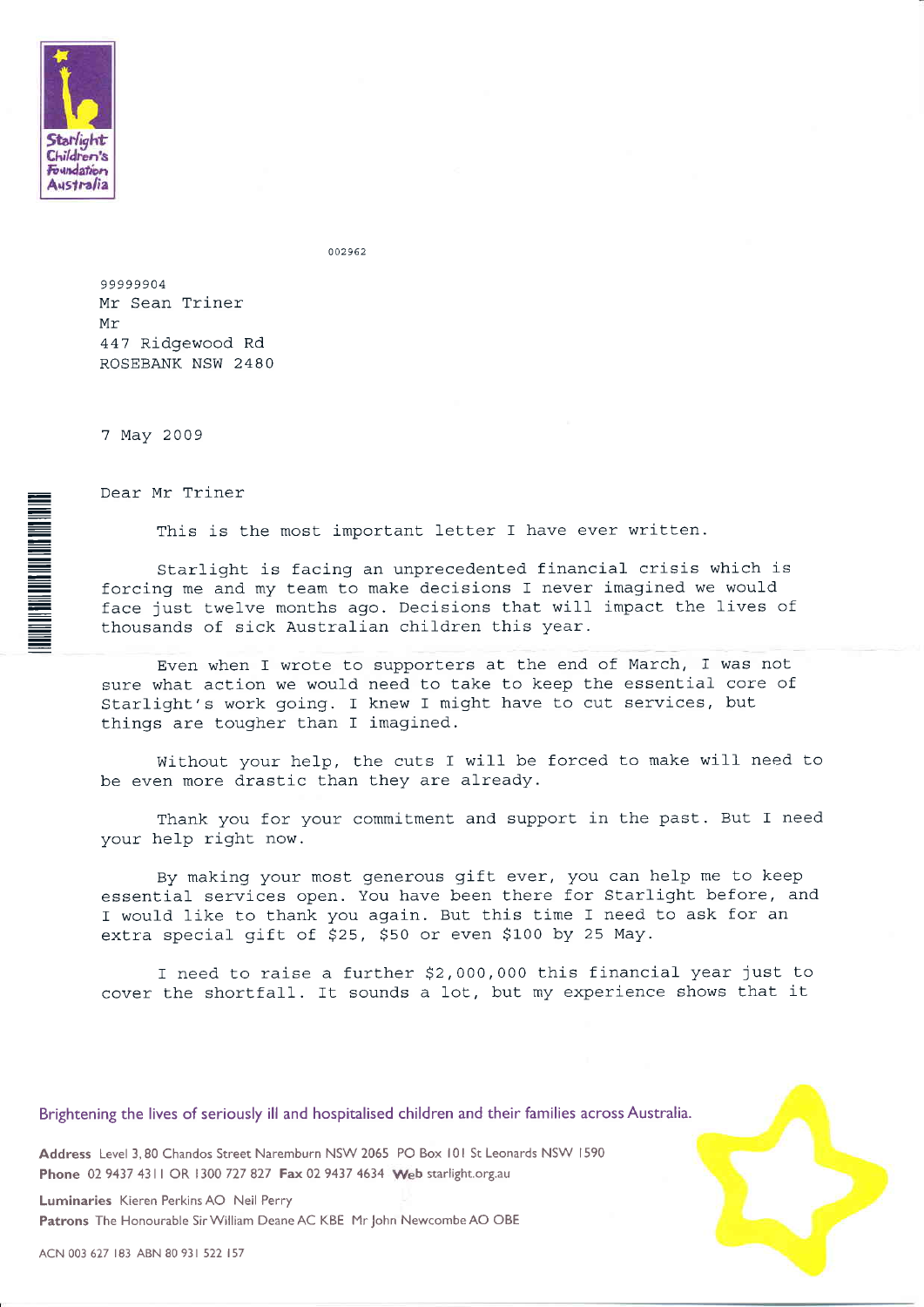Starlight Children's Foundation Australia

002962

99999904
Mr Sean Triner
Mr
447 Ridgewood Rd
ROSEBANK NSW 2480

7 May 2009

Dear Mr Triner

This is the most important letter I have ever written.

Starlight is facing an unprecedented financial crisis which is forcing me and my team to make decisions I never imagined we would face just twelve months ago. Decisions that will impact the lives of thousands of sick Australian children this year.

Even when I wrote to supporters at the end of March, I was not sure what action we would need to take to keep the essential core of Starlight's work going. I knew I might have to cut services, but things are tougher than I imagined.

Without your help, the cuts I will be forced to make will need to be even more drastic than they are already.

Thank you for your commitment and support in the past. But I need your help right now.

By making your most generous gift ever, you can help me to keep essential services open. You have been there for Starlight before, and I would like to thank you again. But this time I need to ask for an extra special gift of $25, $50 or even $100 by 25 May.

I need to raise a further $2,000,000 this financial year just to cover the shortfall. It sounds a lot, but my experience shows that it

Brightening the lives of seriously ill and hospitalised children and their families across Australia.

**Address** Level 3, 80 Chandos Street Naremburn NSW 2065 PO Box 101 St Leonards NSW 1590
**Phone** 02 9437 4311 OR 1300 727 827 **Fax** 02 9437 4634 **Web** starlight.org.au

**Luminaries** Kieren Perkins AO Neil Perry
**Patrons** The Honourable Sir William Deane AC KBE Mr John Newcombe AO OBE

ACN 003 627 183 ABN 80 931 522 157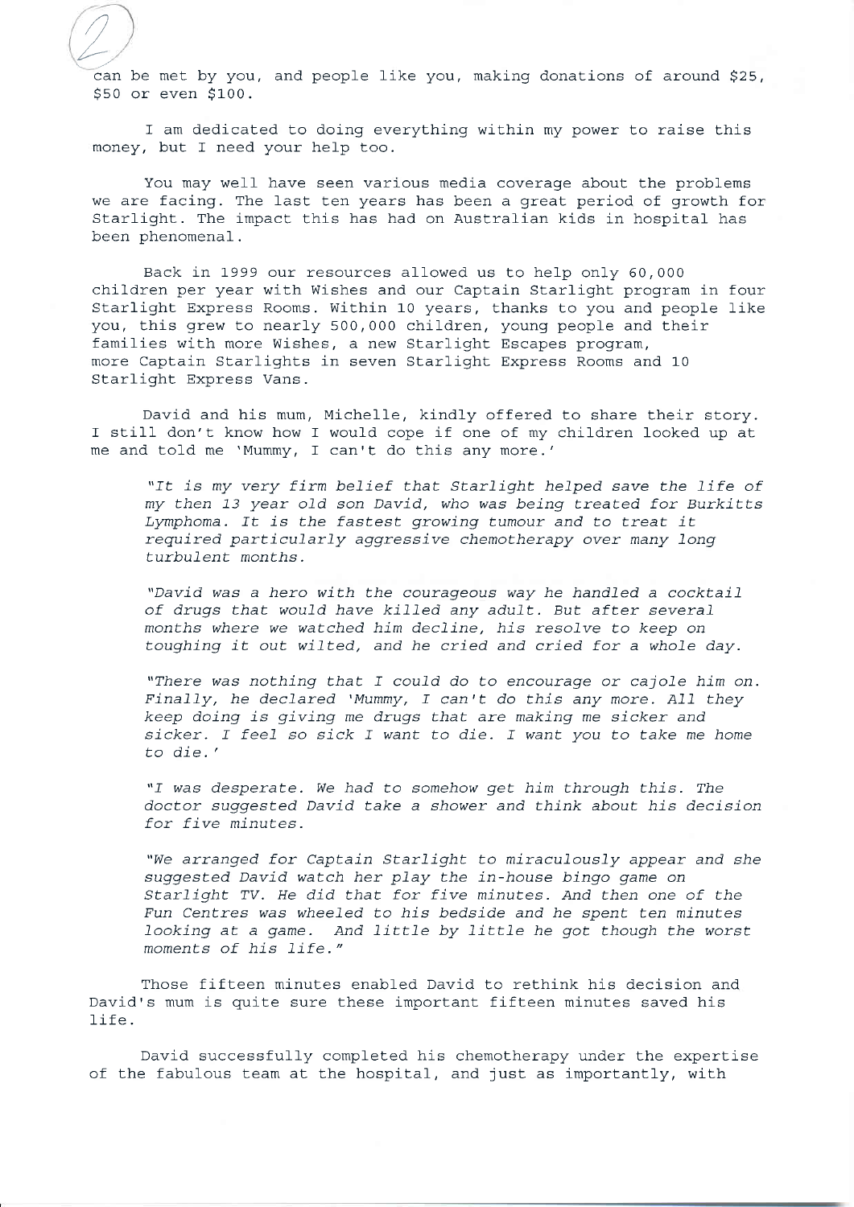can be met by you, and people like you, making donations of around $25, $50 or even $100.

I am dedicated to doing everything within my power to raise this money, but I need your help too.

You may well have seen various media coverage about the problems we are facing. The last ten years has been a great period of growth for Starlight. The impact this has had on Australian kids in hospital has been phenomenal.

Back in 1999 our resources allowed us to help only 60,000 children per year with Wishes and our Captain Starlight program in four Starlight Express Rooms. Within 10 years, thanks to you and people like you, this grew to nearly 500,000 children, young people and their families with more Wishes, a new Starlight Escapes program, more Captain Starlights in seven Starlight Express Rooms and 10 Starlight Express Vans.

David and his mum, Michelle, kindly offered to share their story. I still don't know how I would cope if one of my children looked up at me and told me 'Mummy, I can't do this any more.'

> *"It is my very firm belief that Starlight helped save the life of my then 13 year old son David, who was being treated for Burkitts Lymphoma. It is the fastest growing tumour and to treat it required particularly aggressive chemotherapy over many long turbulent months.*
>
> *"David was a hero with the courageous way he handled a cocktail of drugs that would have killed any adult. But after several months where we watched him decline, his resolve to keep on toughing it out wilted, and he cried and cried for a whole day.*
>
> *"There was nothing that I could do to encourage or cajole him on. Finally, he declared 'Mummy, I can't do this any more. All they keep doing is giving me drugs that are making me sicker and sicker. I feel so sick I want to die. I want you to take me home to die.'*
>
> *"I was desperate. We had to somehow get him through this. The doctor suggested David take a shower and think about his decision for five minutes.*
>
> *"We arranged for Captain Starlight to miraculously appear and she suggested David watch her play the in-house bingo game on Starlight TV. He did that for five minutes. And then one of the Fun Centres was wheeled to his bedside and he spent ten minutes looking at a game. And little by little he got though the worst moments of his life."*

Those fifteen minutes enabled David to rethink his decision and David's mum is quite sure these important fifteen minutes saved his life.

David successfully completed his chemotherapy under the expertise of the fabulous team at the hospital, and just as importantly, with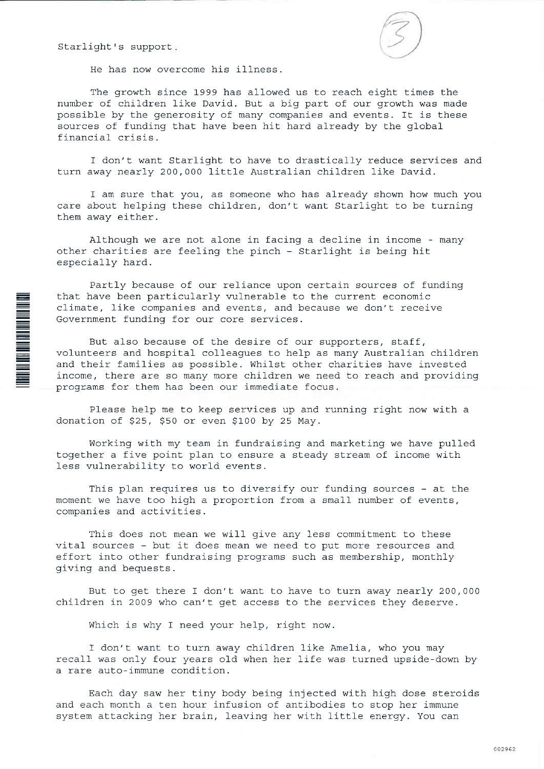Starlight's support.

He has now overcome his illness.

The growth since 1999 has allowed us to reach eight times the number of children like David. But a big part of our growth was made possible by the generosity of many companies and events. It is these sources of funding that have been hit hard already by the global financial crisis.

I don't want Starlight to have to drastically reduce services and turn away nearly 200,000 little Australian children like David.

I am sure that you, as someone who has already shown how much you care about helping these children, don't want Starlight to be turning them away either.

Although we are not alone in facing a decline in income - many other charities are feeling the pinch - Starlight is being hit especially hard.

Partly because of our reliance upon certain sources of funding that have been particularly vulnerable to the current economic climate, like companies and events, and because we don't receive Government funding for our core services.

But also because of the desire of our supporters, staff, volunteers and hospital colleagues to help as many Australian children and their families as possible. Whilst other charities have invested income, there are so many more children we need to reach and providing programs for them has been our immediate focus.

Please help me to keep services up and running right now with a donation of $25, $50 or even $100 by 25 May.

Working with my team in fundraising and marketing we have pulled together a five point plan to ensure a steady stream of income with less vulnerability to world events.

This plan requires us to diversify our funding sources - at the moment we have too high a proportion from a small number of events, companies and activities.

This does not mean we will give any less commitment to these vital sources - but it does mean we need to put more resources and effort into other fundraising programs such as membership, monthly giving and bequests.

But to get there I don't want to have to turn away nearly 200,000 children in 2009 who can't get access to the services they deserve.

Which is why I need your help, right now.

I don't want to turn away children like Amelia, who you may recall was only four years old when her life was turned upside-down by a rare auto-immune condition.

Each day saw her tiny body being injected with high dose steroids and each month a ten hour infusion of antibodies to stop her immune system attacking her brain, leaving her with little energy. You can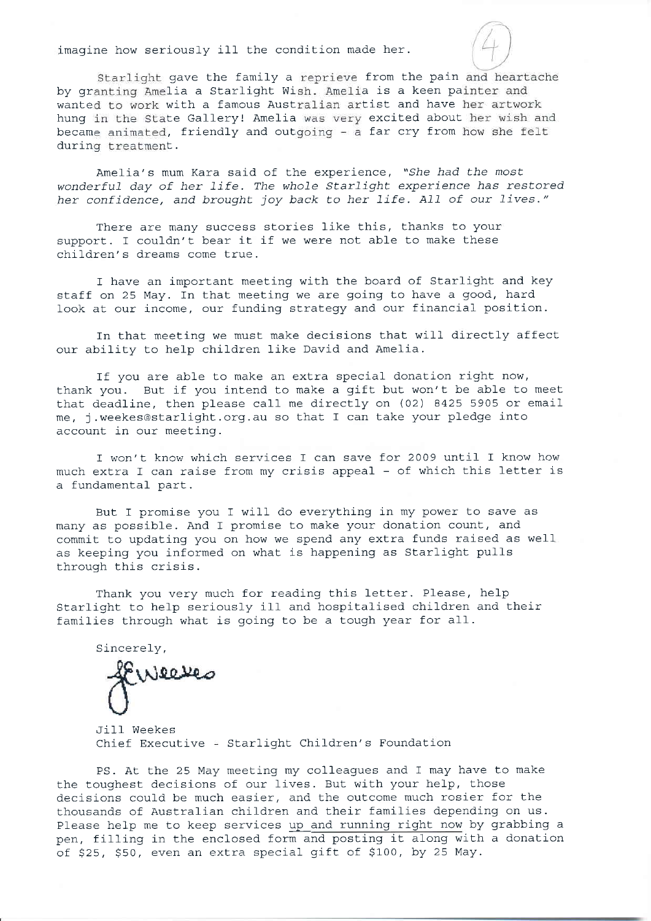imagine how seriously ill the condition made her.

Starlight gave the family a reprieve from the pain and heartache by granting Amelia a Starlight Wish. Amelia is a keen painter and wanted to work with a famous Australian artist and have her artwork hung in the State Gallery! Amelia was very excited about her wish and became animated, friendly and outgoing - a far cry from how she felt during treatment.

Amelia's mum Kara said of the experience, *"She had the most wonderful day of her life. The whole Starlight experience has restored her confidence, and brought joy back to her life. All of our lives."*

There are many success stories like this, thanks to your support. I couldn't bear it if we were not able to make these children's dreams come true.

I have an important meeting with the board of Starlight and key staff on 25 May. In that meeting we are going to have a good, hard look at our income, our funding strategy and our financial position.

In that meeting we must make decisions that will directly affect our ability to help children like David and Amelia.

If you are able to make an extra special donation right now, thank you. But if you intend to make a gift but won't be able to meet that deadline, then please call me directly on (02) 8425 5905 or email me, j.weekes@starlight.org.au so that I can take your pledge into account in our meeting.

I won't know which services I can save for 2009 until I know how much extra I can raise from my crisis appeal - of which this letter is a fundamental part.

But I promise you I will do everything in my power to save as many as possible. And I promise to make your donation count, and commit to updating you on how we spend any extra funds raised as well as keeping you informed on what is happening as Starlight pulls through this crisis.

Thank you very much for reading this letter. Please, help Starlight to help seriously ill and hospitalised children and their families through what is going to be a tough year for all.

Sincerely,

Jill Weekes
Chief Executive - Starlight Children's Foundation

PS. At the 25 May meeting my colleagues and I may have to make the toughest decisions of our lives. But with your help, those decisions could be much easier, and the outcome much rosier for the thousands of Australian children and their families depending on us. Please help me to keep services up and running right now by grabbing a pen, filling in the enclosed form and posting it along with a donation of $25, $50, even an extra special gift of $100, by 25 May.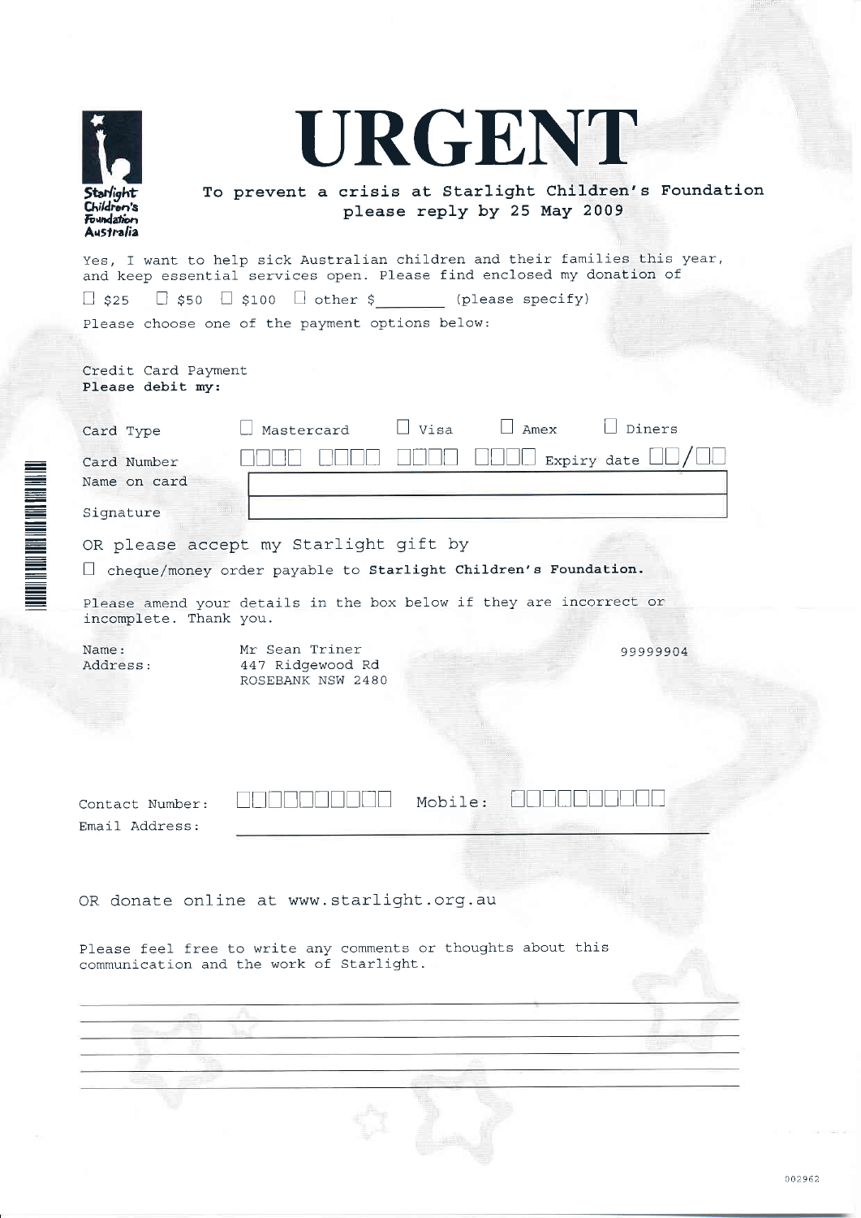Starlight Children's Foundation Australia

# URGENT

**To prevent a crisis at Starlight Children's Foundation please reply by 25 May 2009**

Yes, I want to help sick Australian children and their families this year, and keep essential services open. Please find enclosed my donation of

☐ $25 ☐ $50 ☐ $100 ☐ other $________ (please specify)

Please choose one of the payment options below:

Credit Card Payment
**Please debit my:**

Card Type ☐ Mastercard ☐ Visa ☐ Amex ☐ Diners

Card Number ☐☐☐☐ ☐☐☐☐ ☐☐☐☐ ☐☐☐☐ Expiry date ☐☐/☐☐

Name on card ____________________

Signature ____________________

OR please accept my Starlight gift by

☐ cheque/money order payable to **Starlight Children's Foundation.**

Please amend your details in the box below if they are incorrect or incomplete. Thank you.

Name: Mr Sean Triner 99999904
Address: 447 Ridgewood Rd
ROSEBANK NSW 2480

Contact Number: ☐☐☐☐☐☐☐☐☐☐ Mobile: ☐☐☐☐☐☐☐☐☐☐

Email Address: ____________________

OR donate online at www.starlight.org.au

Please feel free to write any comments or thoughts about this communication and the work of Starlight.

______________________________________________

______________________________________________

______________________________________________

______________________________________________

______________________________________________

______________________________________________

002962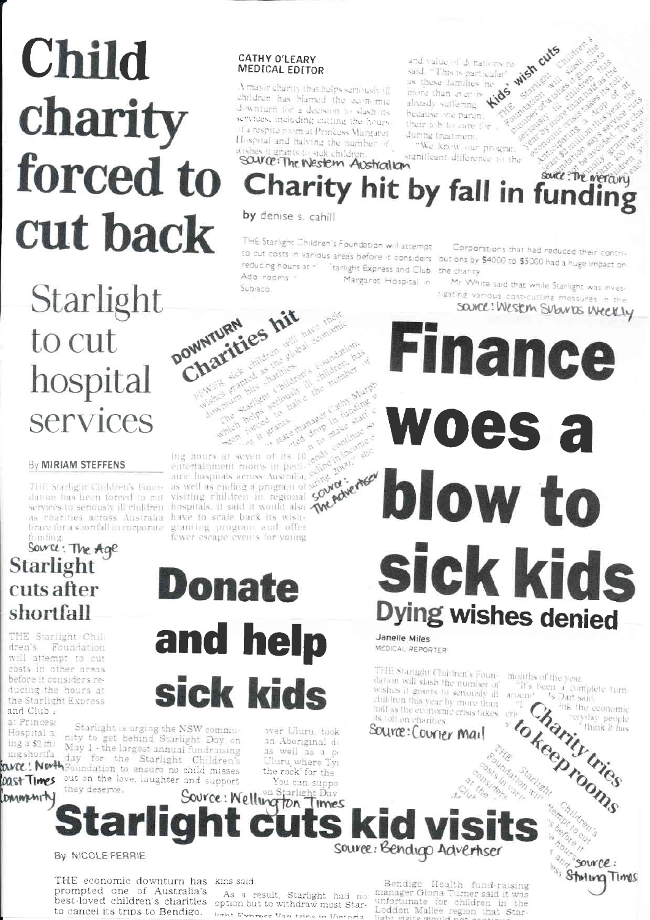# Child charity forced to cut back

**CATHY O'LEARY**
**MEDICAL EDITOR**

A major charity that helps seriously ill children has blamed the economic downturn for a decision to slash its services, including cutting the hours of a respite room at Princess Margaret Hospital and halving the number of wishes it grants to sick children.

and value of donations re... said. "This is particular... as these families ne... more than ever b... already suffering... because one parent... their job to care for... during treatment.

"We know our program... significant difference to the...

Source: The Western Australian

## Kids' wish cuts

THE Starlight Children's Foundation will slash the number of wishes it grants to seriously ill children this year by more than half as the economic crisis takes its toll... Anticipating a drop of at least $2 million this year, the foundation says service cuts cannot be avoided. The charity usually grants 400 wishes ... children each...

Source: The Mercury

## Charity hit by fall in funding

by denise s. cahill

THE Starlight Children's Foundation will attempt to cut costs in various areas before it considers reducing hours at the Starlight Express and Club Ado rooms ... Margaret Hospital in Subiaco.

Corporations that had reduced their contributions by $4000 to $5000 had a huge impact on the charity.

Mr White said that while Starlight was investigating various cost-cutting measures in the...

Source: Western Suburbs Weekly

# Starlight to cut hospital services

By **MIRIAM STEFFENS**

THE Starlight Children's Foundation has been forced to cut services to seriously ill children as charities across Australia brace for a shortfall in corporate funding.

Source: The Age

## DOWNTURN Charities hit

FEWER sick children will have their wishes granted as the global economic downturn hits charities.

The Starlight Children's Foundation, which helps seriously ill children, has been forced to halve the number of wishes it grants.

... state manager Cathy Murph... ...ted drop in funding w... ...n to make staff c... ...ends continue t... ...cline in income ... ...uring 2009," she ...

ing hours at seven of its 10 entertainment rooms in pediatric hospitals across Australia, as well as ending a program of visiting children in regional hospitals. It said it would also have to scale back its wish-granting program and offer fewer escape events for young

Source: The Advertiser

# Finance woes a blow to sick kids

## Dying wishes denied

Janelle Miles
MEDICAL REPORTER

THE Starlight Children's Foundation will slash the number of wishes it grants to seriously ill children this year by more than half as the economic crisis takes its toll on charities.

months of the year.

"It's been a complete turnaround," ...s Dart said.

"I ...ink the economic cri... ...eryday people ... think it has

Source: Courier Mail

## Starlight cuts after shortfall

THE Starlight Children's Foundation will attempt to cut costs in other areas before it considers reducing the hours at the Starlight Express and Club ... at Princess ... Hospital a... ing a $2 m... ing shortfa...

Source: North Coast Times Community

# Donate and help sick kids

Starlight is urging the NSW community to get behind Starlight Day on May 1 - the largest annual fundraising day for the Starlight Children's Foundation to ensure no child misses out on the love, laughter and support they deserve.

over Uluru, took an Aboriginal d... as well as a p... Uluru where Ty... the rock' for the...

You can suppo... on Starlight Day

Source: Wellington Times

## Charity tries to keep rooms

THE Starlight Children's Foundation will attempt to cut costs in various... before it considers ...ing hours ... at the Club...

Source: Stirling Times

# Starlight cuts kid visits

By NICOLE FERRIE

THE economic downturn has prompted one of Australia's best-loved children's charities to cancel its trips to Bendigo.

...kins said.

As a result, Starlight had no option but to withdraw most Starlight Express Van trips in Victoria...

Bendigo Health fund-raising manager Glona Turner said it was unfortunate for children in the Loddon Mallee region that Starlight visits would not continue...

Source: Bendigo Advertiser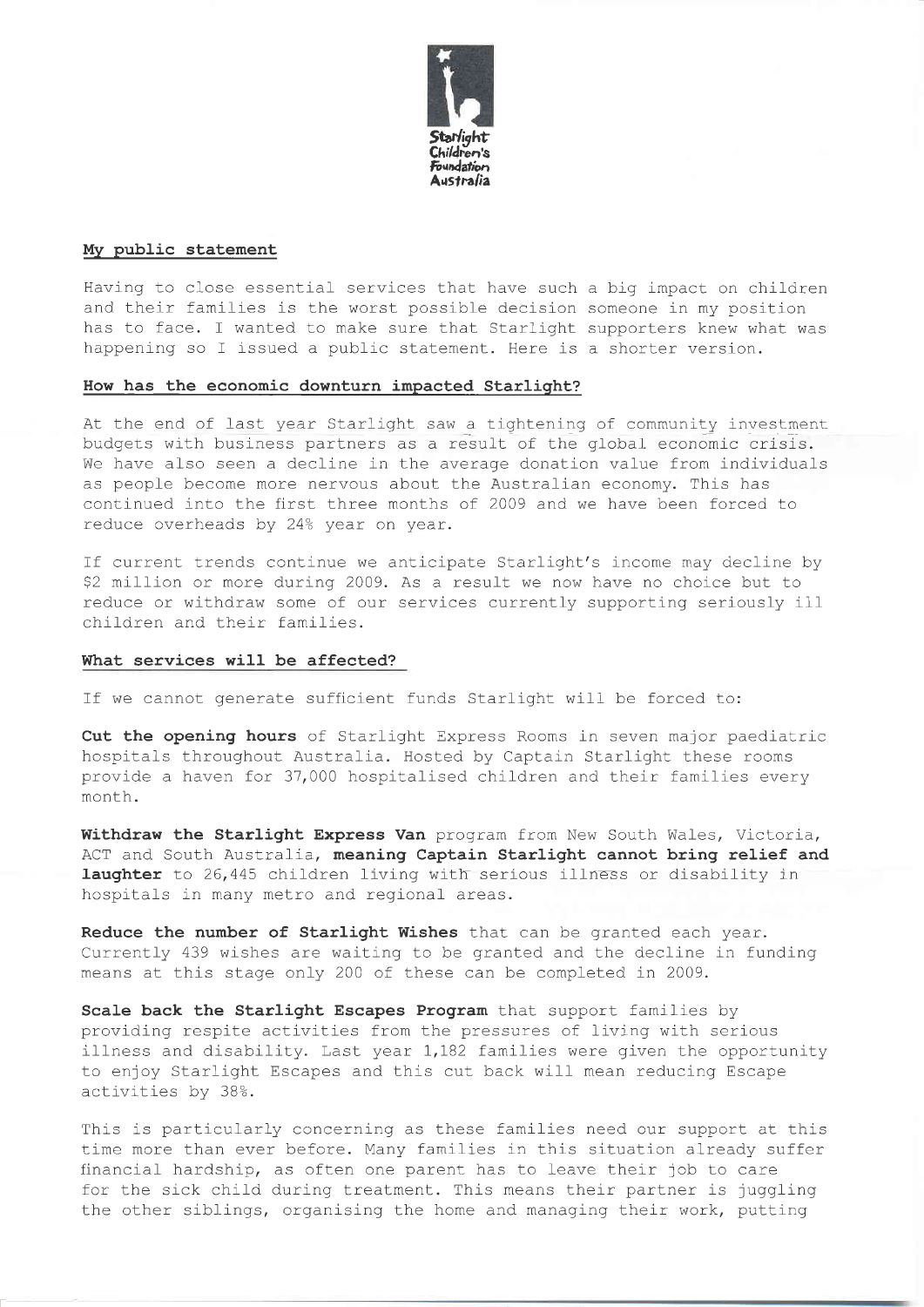Starlight Children's Foundation Australia

## My public statement

Having to close essential services that have such a big impact on children and their families is the worst possible decision someone in my position has to face. I wanted to make sure that Starlight supporters knew what was happening so I issued a public statement. Here is a shorter version.

## How has the economic downturn impacted Starlight?

At the end of last year Starlight saw a tightening of community investment budgets with business partners as a result of the global economic crisis. We have also seen a decline in the average donation value from individuals as people become more nervous about the Australian economy. This has continued into the first three months of 2009 and we have been forced to reduce overheads by 24% year on year.

If current trends continue we anticipate Starlight's income may decline by $2 million or more during 2009. As a result we now have no choice but to reduce or withdraw some of our services currently supporting seriously ill children and their families.

## What services will be affected?

If we cannot generate sufficient funds Starlight will be forced to:

**Cut the opening hours** of Starlight Express Rooms in seven major paediatric hospitals throughout Australia. Hosted by Captain Starlight these rooms provide a haven for 37,000 hospitalised children and their families every month.

**Withdraw the Starlight Express Van** program from New South Wales, Victoria, ACT and South Australia, **meaning Captain Starlight cannot bring relief and laughter** to 26,445 children living with serious illness or disability in hospitals in many metro and regional areas.

**Reduce the number of Starlight Wishes** that can be granted each year. Currently 439 wishes are waiting to be granted and the decline in funding means at this stage only 200 of these can be completed in 2009.

**Scale back the Starlight Escapes Program** that support families by providing respite activities from the pressures of living with serious illness and disability. Last year 1,182 families were given the opportunity to enjoy Starlight Escapes and this cut back will mean reducing Escape activities by 38%.

This is particularly concerning as these families need our support at this time more than ever before. Many families in this situation already suffer financial hardship, as often one parent has to leave their job to care for the sick child during treatment. This means their partner is juggling the other siblings, organising the home and managing their work, putting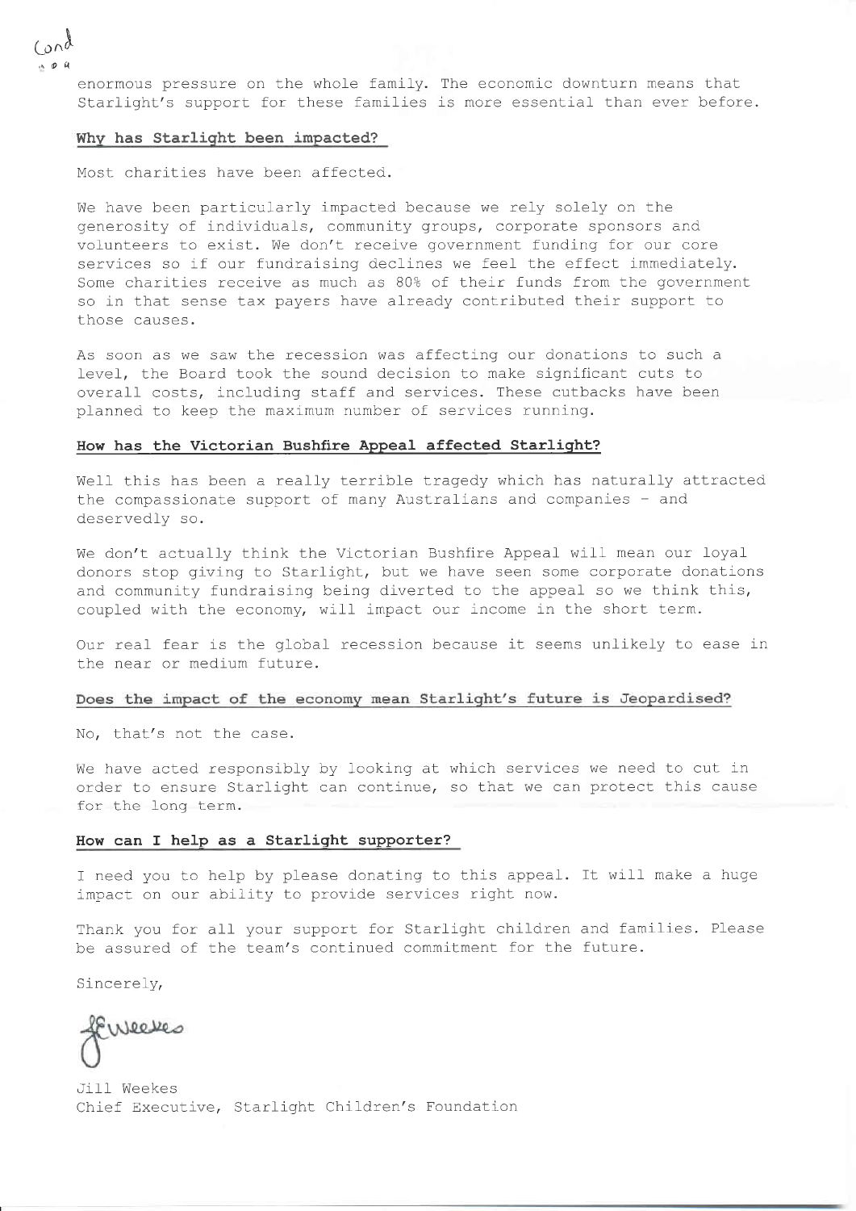Cond

enormous pressure on the whole family. The economic downturn means that Starlight's support for these families is more essential than ever before.

**Why has Starlight been impacted?**

Most charities have been affected.

We have been particularly impacted because we rely solely on the generosity of individuals, community groups, corporate sponsors and volunteers to exist. We don't receive government funding for our core services so if our fundraising declines we feel the effect immediately. Some charities receive as much as 80% of their funds from the government so in that sense tax payers have already contributed their support to those causes.

As soon as we saw the recession was affecting our donations to such a level, the Board took the sound decision to make significant cuts to overall costs, including staff and services. These cutbacks have been planned to keep the maximum number of services running.

**How has the Victorian Bushfire Appeal affected Starlight?**

Well this has been a really terrible tragedy which has naturally attracted the compassionate support of many Australians and companies - and deservedly so.

We don't actually think the Victorian Bushfire Appeal will mean our loyal donors stop giving to Starlight, but we have seen some corporate donations and community fundraising being diverted to the appeal so we think this, coupled with the economy, will impact our income in the short term.

Our real fear is the global recession because it seems unlikely to ease in the near or medium future.

**Does the impact of the economy mean Starlight's future is Jeopardised?**

No, that's not the case.

We have acted responsibly by looking at which services we need to cut in order to ensure Starlight can continue, so that we can protect this cause for the long term.

**How can I help as a Starlight supporter?**

I need you to help by please donating to this appeal. It will make a huge impact on our ability to provide services right now.

Thank you for all your support for Starlight children and families. Please be assured of the team's continued commitment for the future.

Sincerely,

JWeekes

Jill Weekes
Chief Executive, Starlight Children's Foundation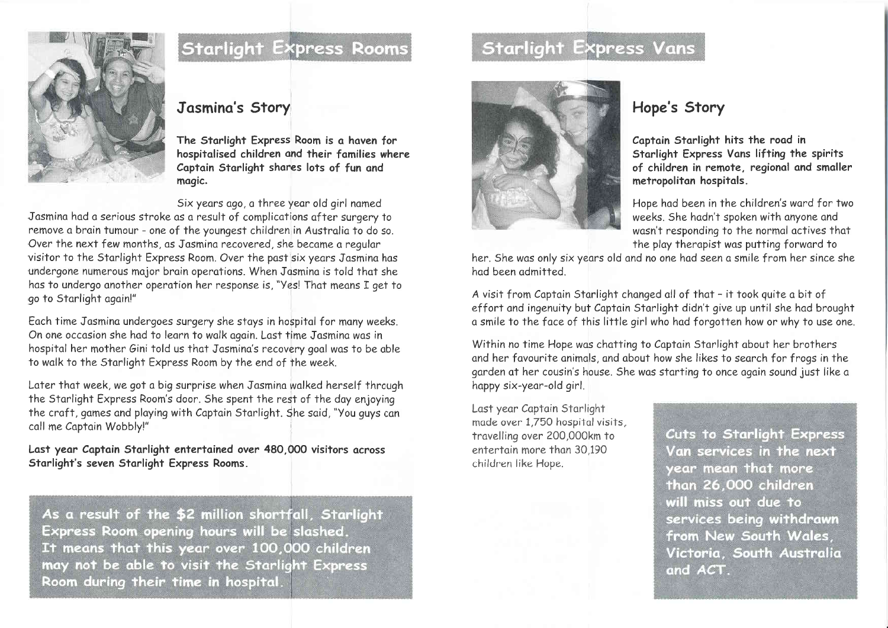## Starlight Express Rooms

### Jasmina's Story

**The Starlight Express Room is a haven for hospitalised children and their families where Captain Starlight shares lots of fun and magic.**

Six years ago, a three year old girl named Jasmina had a serious stroke as a result of complications after surgery to remove a brain tumour - one of the youngest children in Australia to do so. Over the next few months, as Jasmina recovered, she became a regular visitor to the Starlight Express Room. Over the past six years Jasmina has undergone numerous major brain operations. When Jasmina is told that she has to undergo another operation her response is, "Yes! That means I get to go to Starlight again!"

Each time Jasmina undergoes surgery she stays in hospital for many weeks. On one occasion she had to learn to walk again. Last time Jasmina was in hospital her mother Gini told us that Jasmina's recovery goal was to be able to walk to the Starlight Express Room by the end of the week.

Later that week, we got a big surprise when Jasmina walked herself through the Starlight Express Room's door. She spent the rest of the day enjoying the craft, games and playing with Captain Starlight. She said, "You guys can call me Captain Wobbly!"

**Last year Captain Starlight entertained over 480,000 visitors across Starlight's seven Starlight Express Rooms.**

**As a result of the $2 million shortfall, Starlight Express Room opening hours will be slashed. It means that this year over 100,000 children may not be able to visit the Starlight Express Room during their time in hospital.**

## Starlight Express Vans

### Hope's Story

**Captain Starlight hits the road in Starlight Express Vans lifting the spirits of children in remote, regional and smaller metropolitan hospitals.**

Hope had been in the children's ward for two weeks. She hadn't spoken with anyone and wasn't responding to the normal actives that the play therapist was putting forward to her. She was only six years old and no one had seen a smile from her since she had been admitted.

A visit from Captain Starlight changed all of that - it took quite a bit of effort and ingenuity but Captain Starlight didn't give up until she had brought a smile to the face of this little girl who had forgotten how or why to use one.

Within no time Hope was chatting to Captain Starlight about her brothers and her favourite animals, and about how she likes to search for frogs in the garden at her cousin's house. She was starting to once again sound just like a happy six-year-old girl.

Last year Captain Starlight made over 1,750 hospital visits, travelling over 200,000km to entertain more than 30,190 children like Hope.

**Cuts to Starlight Express Van services in the next year mean that more than 26,000 children will miss out due to services being withdrawn from New South Wales, Victoria, South Australia and ACT.**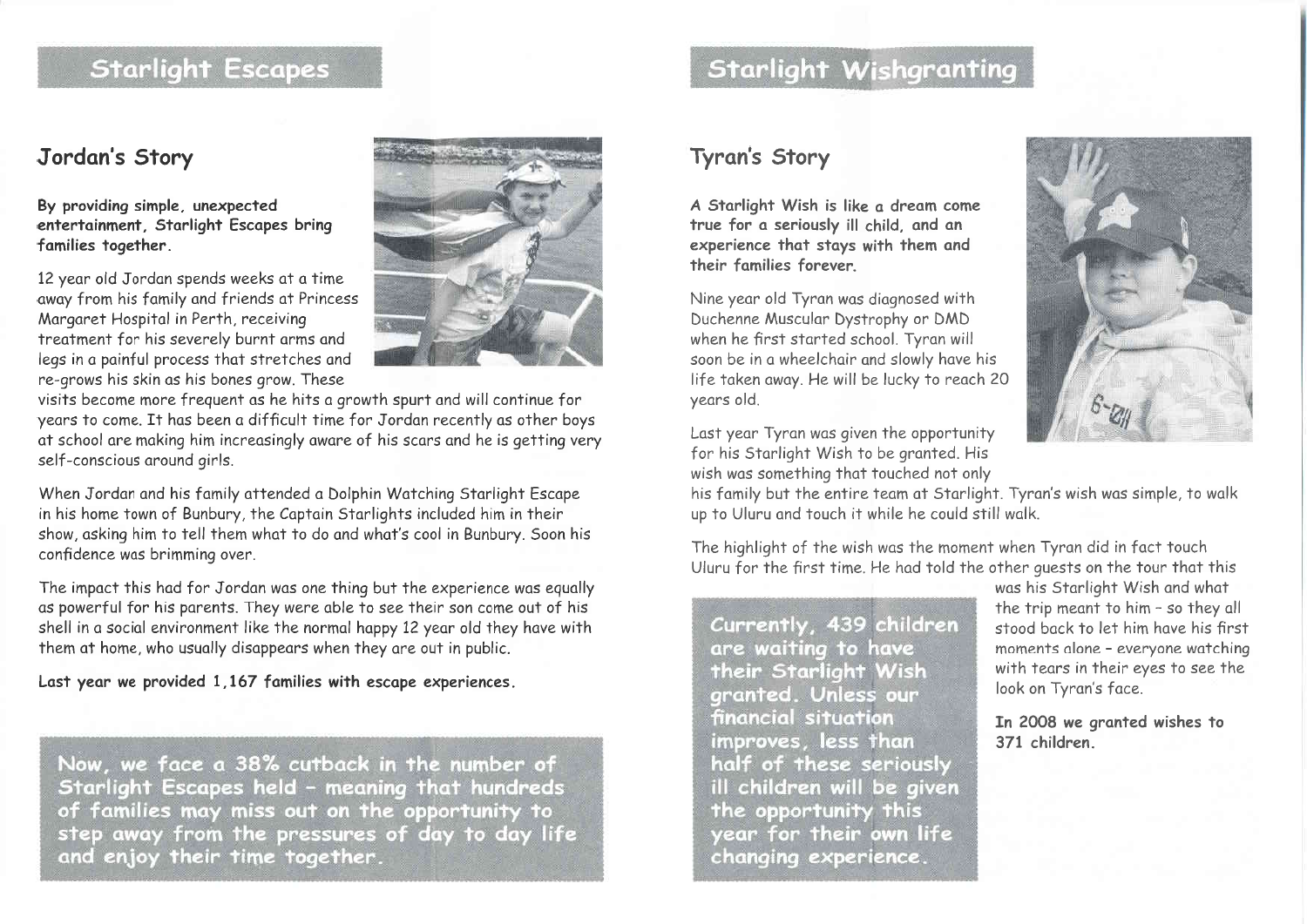# Starlight Escapes

## Jordan's Story

**By providing simple, unexpected entertainment, Starlight Escapes bring families together.**

12 year old Jordan spends weeks at a time away from his family and friends at Princess Margaret Hospital in Perth, receiving treatment for his severely burnt arms and legs in a painful process that stretches and re-grows his skin as his bones grow. These visits become more frequent as he hits a growth spurt and will continue for years to come. It has been a difficult time for Jordan recently as other boys at school are making him increasingly aware of his scars and he is getting very self-conscious around girls.

When Jordan and his family attended a Dolphin Watching Starlight Escape in his home town of Bunbury, the Captain Starlights included him in their show, asking him to tell them what to do and what's cool in Bunbury. Soon his confidence was brimming over.

The impact this had for Jordan was one thing but the experience was equally as powerful for his parents. They were able to see their son come out of his shell in a social environment like the normal happy 12 year old they have with them at home, who usually disappears when they are out in public.

**Last year we provided 1,167 families with escape experiences.**

**Now, we face a 38% cutback in the number of Starlight Escapes held - meaning that hundreds of families may miss out on the opportunity to step away from the pressures of day to day life and enjoy their time together.**

# Starlight Wishgranting

## Tyran's Story

**A Starlight Wish is like a dream come true for a seriously ill child, and an experience that stays with them and their families forever.**

Nine year old Tyran was diagnosed with Duchenne Muscular Dystrophy or DMD when he first started school. Tyran will soon be in a wheelchair and slowly have his life taken away. He will be lucky to reach 20 years old.

Last year Tyran was given the opportunity for his Starlight Wish to be granted. His wish was something that touched not only his family but the entire team at Starlight. Tyran's wish was simple, to walk up to Uluru and touch it while he could still walk.

The highlight of the wish was the moment when Tyran did in fact touch Uluru for the first time. He had told the other guests on the tour that this was his Starlight Wish and what the trip meant to him - so they all stood back to let him have his first moments alone - everyone watching with tears in their eyes to see the look on Tyran's face.

**In 2008 we granted wishes to 371 children.**

**Currently, 439 children are waiting to have their Starlight Wish granted. Unless our financial situation improves, less than half of these seriously ill children will be given the opportunity this year for their own life changing experience.**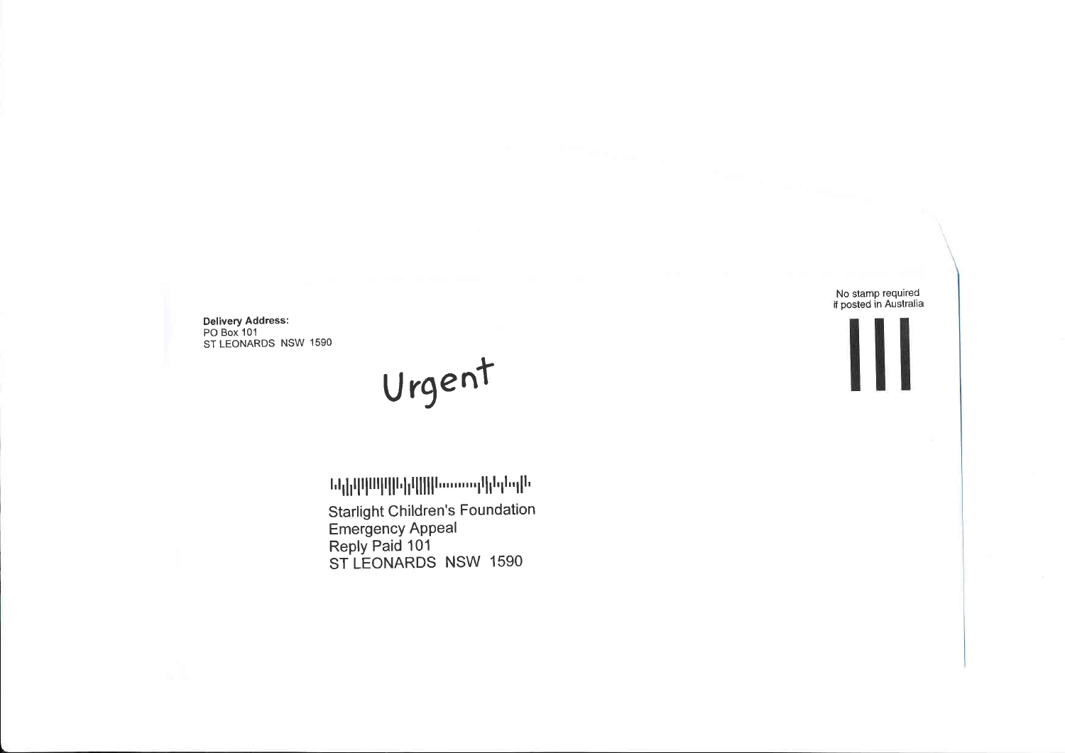**Delivery Address:**
PO Box 101
ST LEONARDS NSW 1590

No stamp required
if posted in Australia

Urgent

Starlight Children's Foundation
Emergency Appeal
Reply Paid 101
ST LEONARDS NSW 1590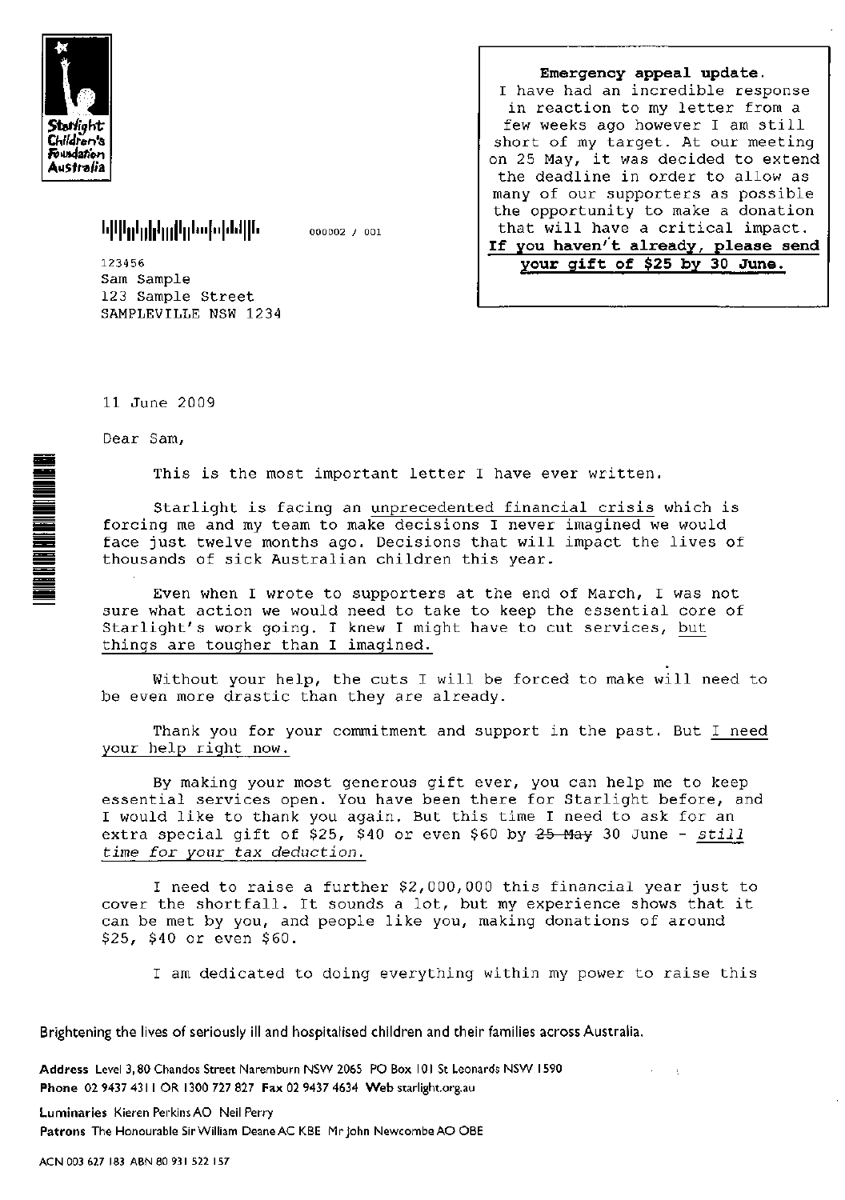Starlight Children's Foundation Australia

000002 / 001

**Emergency appeal update.**
I have had an incredible response in reaction to my letter from a few weeks ago however I am still short of my target. At our meeting on 25 May, it was decided to extend the deadline in order to allow as many of our supporters as possible the opportunity to make a donation that will have a critical impact.
**If you haven't already, please send your gift of $25 by 30 June.**

123456
Sam Sample
123 Sample Street
SAMPLEVILLE NSW 1234

11 June 2009

Dear Sam,

This is the most important letter I have ever written.

Starlight is facing an unprecedented financial crisis which is forcing me and my team to make decisions I never imagined we would face just twelve months ago. Decisions that will impact the lives of thousands of sick Australian children this year.

Even when I wrote to supporters at the end of March, I was not sure what action we would need to take to keep the essential core of Starlight's work going. I knew I might have to cut services, but things are tougher than I imagined.

Without your help, the cuts I will be forced to make will need to be even more drastic than they are already.

Thank you for your commitment and support in the past. But I need your help right now.

By making your most generous gift ever, you can help me to keep essential services open. You have been there for Starlight before, and I would like to thank you again. But this time I need to ask for an extra special gift of $25, $40 or even $60 by ~~25 May~~ 30 June - *still time for your tax deduction.*

I need to raise a further $2,000,000 this financial year just to cover the shortfall. It sounds a lot, but my experience shows that it can be met by you, and people like you, making donations of around $25, $40 or even $60.

I am dedicated to doing everything within my power to raise this

Brightening the lives of seriously ill and hospitalised children and their families across Australia.

**Address** Level 3, 80 Chandos Street Naremburn NSW 2065 PO Box 101 St Leonards NSW 1590
**Phone** 02 9437 4311 OR 1300 727 827 **Fax** 02 9437 4634 **Web** starlight.org.au

**Luminaries** Kieren Perkins AO Neil Perry
**Patrons** The Honourable Sir William Deane AC KBE Mr John Newcombe AO OBE

ACN 003 627 183 ABN 80 931 522 157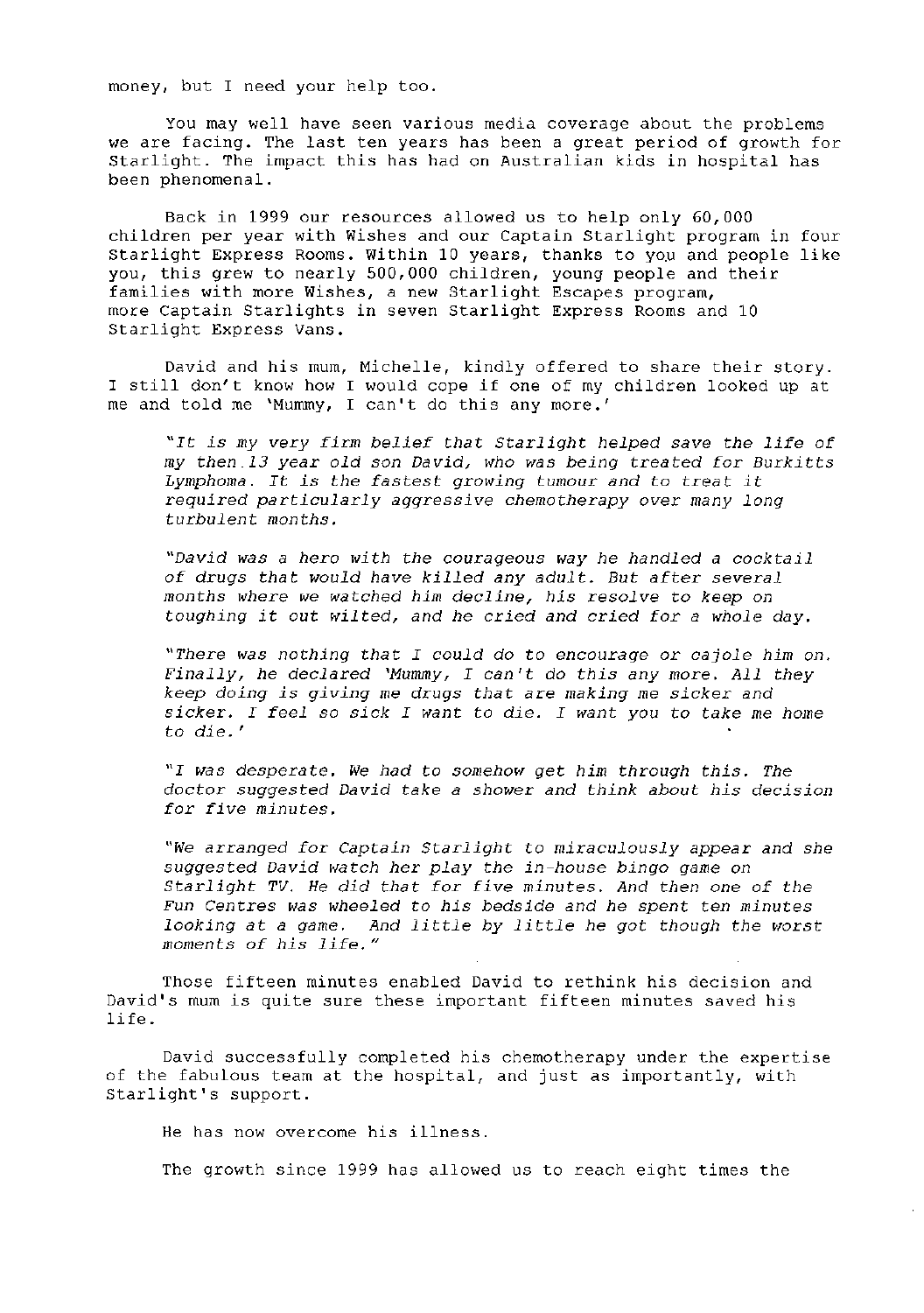money, but I need your help too.

You may well have seen various media coverage about the problems we are facing. The last ten years has been a great period of growth for Starlight. The impact this has had on Australian kids in hospital has been phenomenal.

Back in 1999 our resources allowed us to help only 60,000 children per year with Wishes and our Captain Starlight program in four Starlight Express Rooms. Within 10 years, thanks to you and people like you, this grew to nearly 500,000 children, young people and their families with more Wishes, a new Starlight Escapes program, more Captain Starlights in seven Starlight Express Rooms and 10 Starlight Express Vans.

David and his mum, Michelle, kindly offered to share their story. I still don't know how I would cope if one of my children looked up at me and told me 'Mummy, I can't do this any more.'

> *"It is my very firm belief that Starlight helped save the life of my then 13 year old son David, who was being treated for Burkitts Lymphoma. It is the fastest growing tumour and to treat it required particularly aggressive chemotherapy over many long turbulent months.*
>
> *"David was a hero with the courageous way he handled a cocktail of drugs that would have killed any adult. But after several months where we watched him decline, his resolve to keep on toughing it out wilted, and he cried and cried for a whole day.*
>
> *"There was nothing that I could do to encourage or cajole him on. Finally, he declared 'Mummy, I can't do this any more. All they keep doing is giving me drugs that are making me sicker and sicker. I feel so sick I want to die. I want you to take me home to die.'*
>
> *"I was desperate. We had to somehow get him through this. The doctor suggested David take a shower and think about his decision for five minutes.*
>
> *"We arranged for Captain Starlight to miraculously appear and she suggested David watch her play the in-house bingo game on Starlight TV. He did that for five minutes. And then one of the Fun Centres was wheeled to his bedside and he spent ten minutes looking at a game. And little by little he got though the worst moments of his life."*

Those fifteen minutes enabled David to rethink his decision and David's mum is quite sure these important fifteen minutes saved his life.

David successfully completed his chemotherapy under the expertise of the fabulous team at the hospital, and just as importantly, with Starlight's support.

He has now overcome his illness.

The growth since 1999 has allowed us to reach eight times the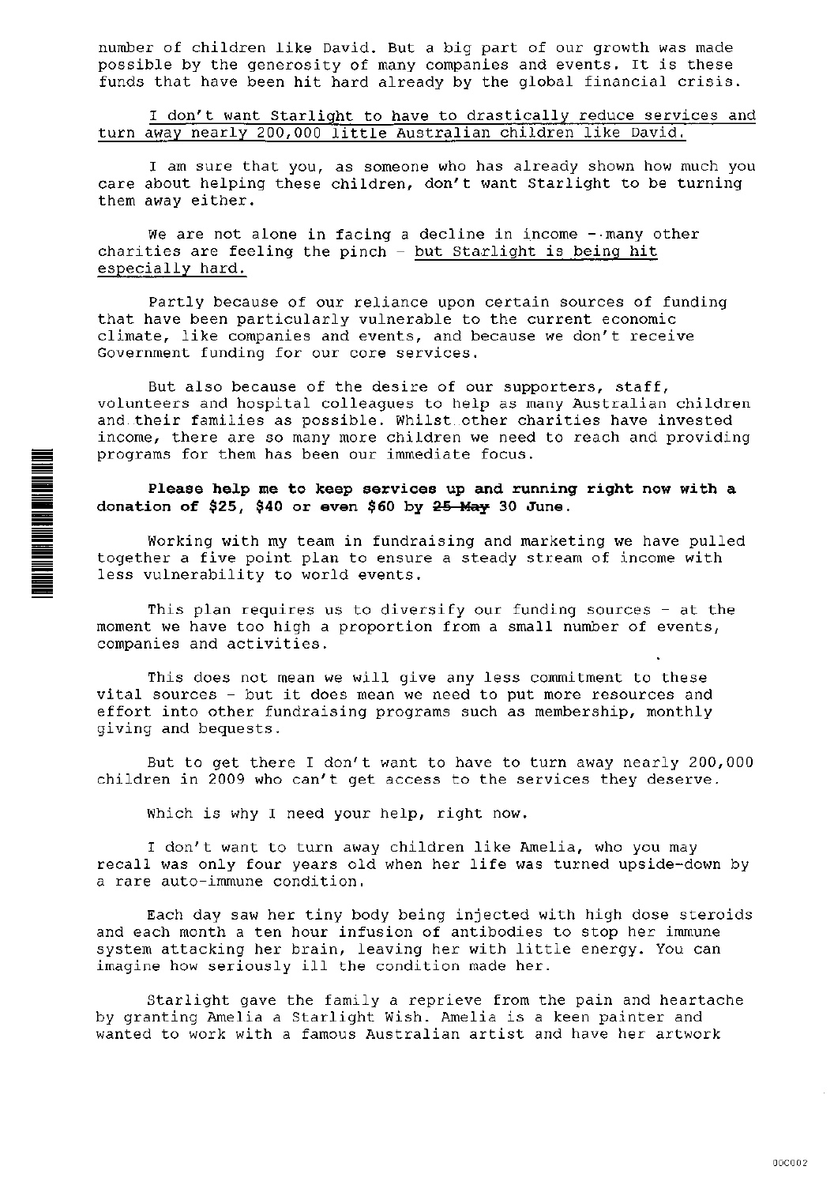number of children like David. But a big part of our growth was made possible by the generosity of many companies and events. It is these funds that have been hit hard already by the global financial crisis.

<u>I don't want Starlight to have to drastically reduce services and turn away nearly 200,000 little Australian children like David.</u>

I am sure that you, as someone who has already shown how much you care about helping these children, don't want Starlight to be turning them away either.

We are not alone in facing a decline in income – many other charities are feeling the pinch – <u>but Starlight is being hit especially hard.</u>

Partly because of our reliance upon certain sources of funding that have been particularly vulnerable to the current economic climate, like companies and events, and because we don't receive Government funding for our core services.

But also because of the desire of our supporters, staff, volunteers and hospital colleagues to help as many Australian children and their families as possible. Whilst other charities have invested income, there are so many more children we need to reach and providing programs for them has been our immediate focus.

**Please help me to keep services up and running right now with a donation of $25, $40 or even $60 by ~~25 May~~ 30 June.**

Working with my team in fundraising and marketing we have pulled together a five point plan to ensure a steady stream of income with less vulnerability to world events.

This plan requires us to diversify our funding sources – at the moment we have too high a proportion from a small number of events, companies and activities.

This does not mean we will give any less commitment to these vital sources – but it does mean we need to put more resources and effort into other fundraising programs such as membership, monthly giving and bequests.

But to get there I don't want to have to turn away nearly 200,000 children in 2009 who can't get access to the services they deserve.

Which is why I need your help, right now.

I don't want to turn away children like Amelia, who you may recall was only four years old when her life was turned upside-down by a rare auto-immune condition.

Each day saw her tiny body being injected with high dose steroids and each month a ten hour infusion of antibodies to stop her immune system attacking her brain, leaving her with little energy. You can imagine how seriously ill the condition made her.

Starlight gave the family a reprieve from the pain and heartache by granting Amelia a Starlight Wish. Amelia is a keen painter and wanted to work with a famous Australian artist and have her artwork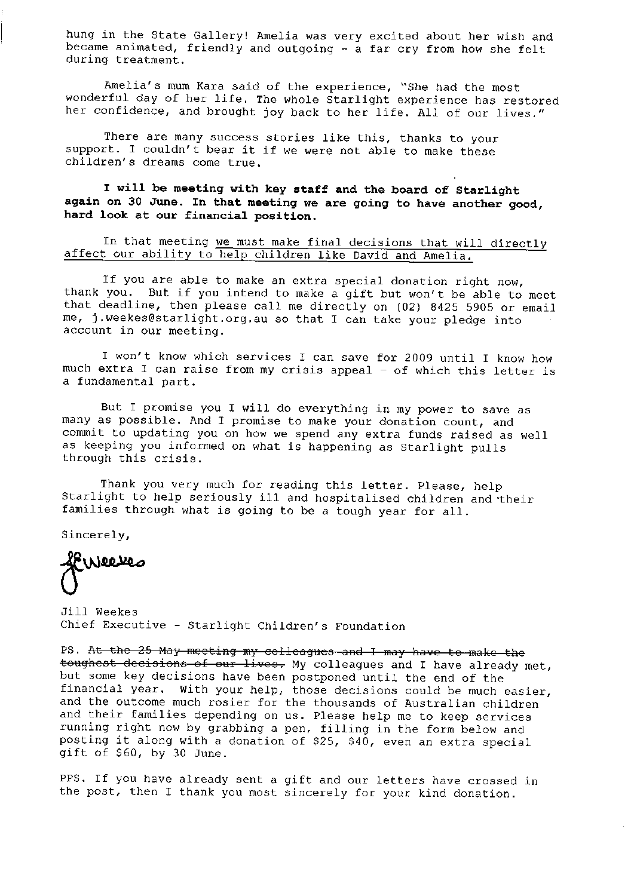hung in the State Gallery! Amelia was very excited about her wish and became animated, friendly and outgoing - a far cry from how she felt during treatment.

Amelia's mum Kara said of the experience, "She had the most wonderful day of her life. The whole Starlight experience has restored her confidence, and brought joy back to her life. All of our lives."

There are many success stories like this, thanks to your support. I couldn't bear it if we were not able to make these children's dreams come true.

**I will be meeting with key staff and the board of Starlight again on 30 June. In that meeting we are going to have another good, hard look at our financial position.**

In that meeting <u>we must make final decisions that will directly affect our ability to help children like David and Amelia.</u>

If you are able to make an extra special donation right now, thank you. But if you intend to make a gift but won't be able to meet that deadline, then please call me directly on (02) 8425 5905 or email me, j.weekes@starlight.org.au so that I can take your pledge into account in our meeting.

I won't know which services I can save for 2009 until I know how much extra I can raise from my crisis appeal - of which this letter is a fundamental part.

But I promise you I will do everything in my power to save as many as possible. And I promise to make your donation count, and commit to updating you on how we spend any extra funds raised as well as keeping you informed on what is happening as Starlight pulls through this crisis.

Thank you very much for reading this letter. Please, help Starlight to help seriously ill and hospitalised children and their families through what is going to be a tough year for all.

Sincerely,

JWeekes

Jill Weekes
Chief Executive - Starlight Children's Foundation

PS. ~~At the 25 May meeting my colleagues and I may have to make the toughest decisions of our lives.~~ My colleagues and I have already met, but some key decisions have been postponed until the end of the financial year. With your help, those decisions could be much easier, and the outcome much rosier for the thousands of Australian children and their families depending on us. Please help me to keep services running right now by grabbing a pen, filling in the form below and posting it along with a donation of $25, $40, even an extra special gift of $60, by 30 June.

PPS. If you have already sent a gift and our letters have crossed in the post, then I thank you most sincerely for your kind donation.